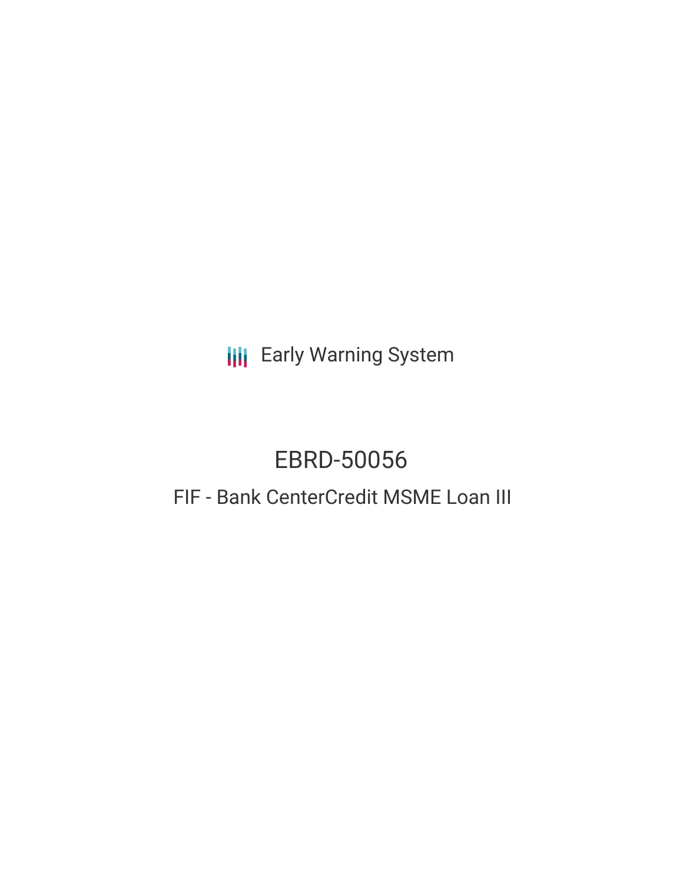Early Warning System

# EBRD-50056

## FIF - Bank CenterCredit MSME Loan III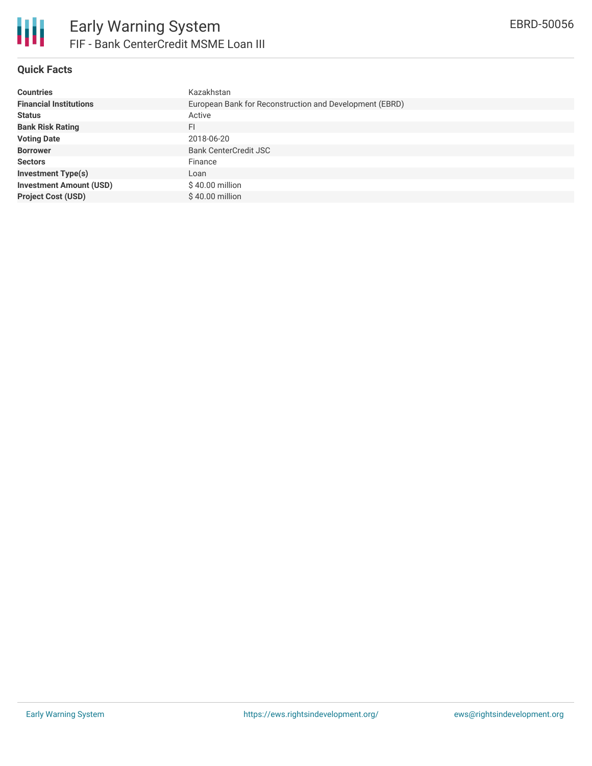# Early Warning System

## FIF - Bank CenterCredit MSME Loan III

EBRD-50056

### Quick Facts

| | |
|---|---|
| **Countries** | Kazakhstan |
| **Financial Institutions** | European Bank for Reconstruction and Development (EBRD) |
| **Status** | Active |
| **Bank Risk Rating** | FI |
| **Voting Date** | 2018-06-20 |
| **Borrower** | Bank CenterCredit JSC |
| **Sectors** | Finance |
| **Investment Type(s)** | Loan |
| **Investment Amount (USD)** | $ 40.00 million |
| **Project Cost (USD)** | $ 40.00 million |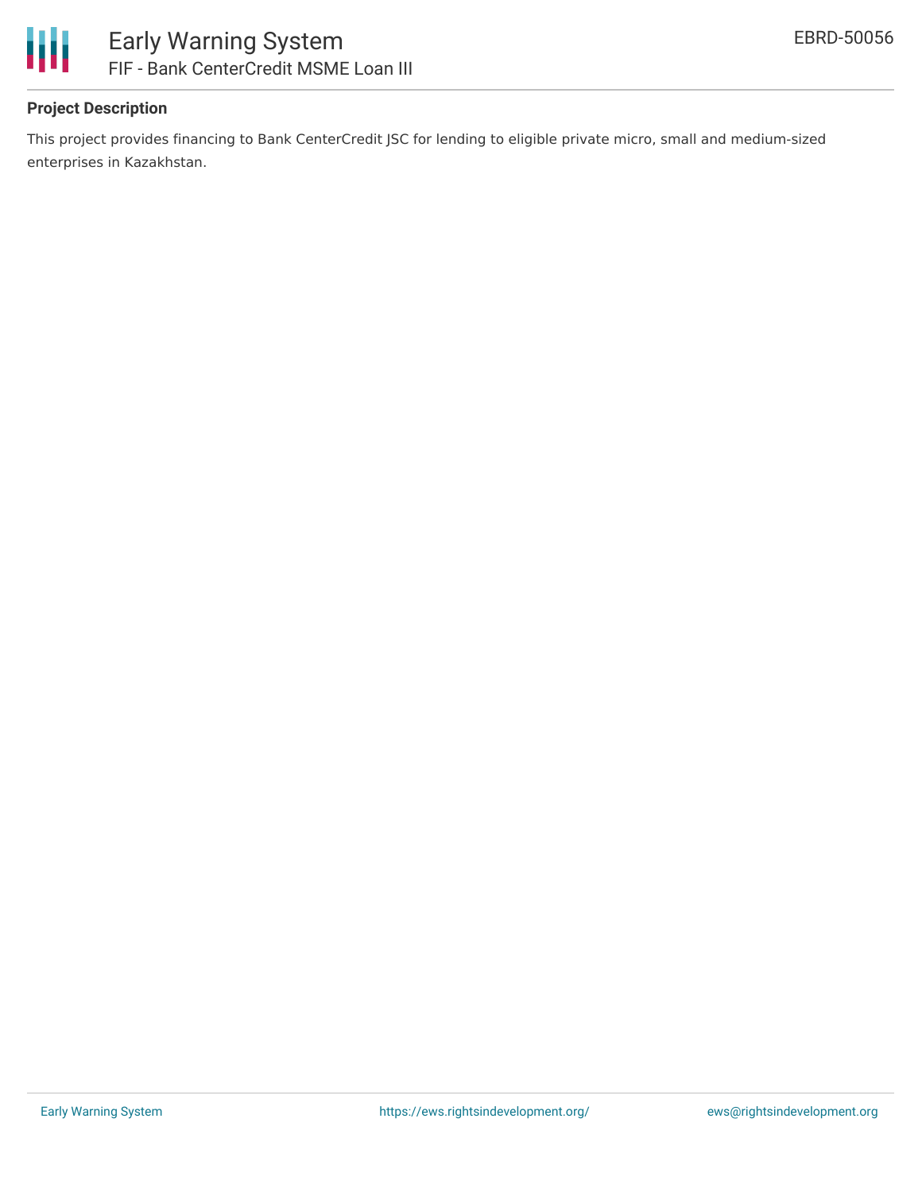## Project Description

This project provides financing to Bank CenterCredit JSC for lending to eligible private micro, small and medium-sized enterprises in Kazakhstan.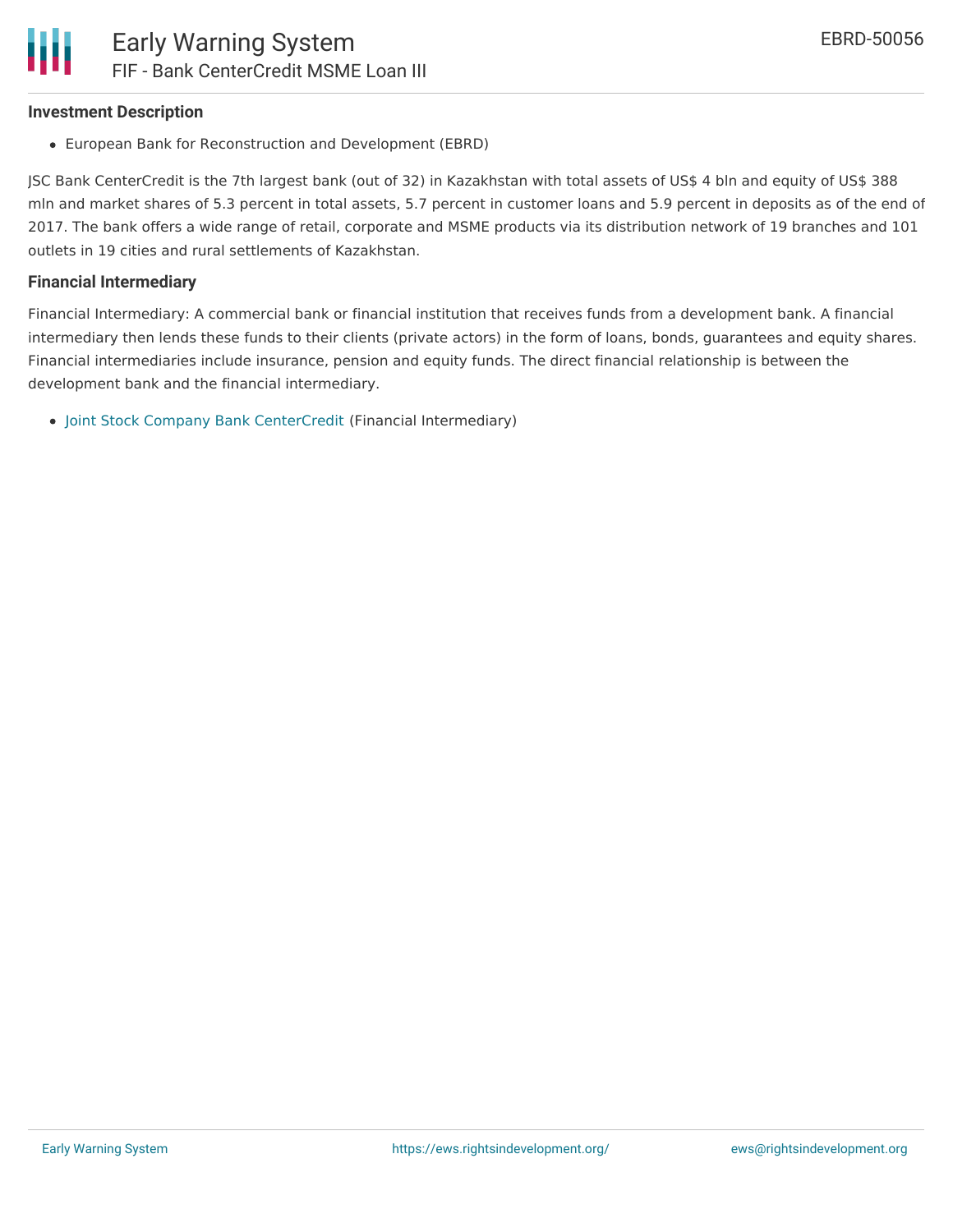### Investment Description

- European Bank for Reconstruction and Development (EBRD)

JSC Bank CenterCredit is the 7th largest bank (out of 32) in Kazakhstan with total assets of US$ 4 bln and equity of US$ 388 mln and market shares of 5.3 percent in total assets, 5.7 percent in customer loans and 5.9 percent in deposits as of the end of 2017. The bank offers a wide range of retail, corporate and MSME products via its distribution network of 19 branches and 101 outlets in 19 cities and rural settlements of Kazakhstan.

### Financial Intermediary

Financial Intermediary: A commercial bank or financial institution that receives funds from a development bank. A financial intermediary then lends these funds to their clients (private actors) in the form of loans, bonds, guarantees and equity shares. Financial intermediaries include insurance, pension and equity funds. The direct financial relationship is between the development bank and the financial intermediary.

- Joint Stock Company Bank CenterCredit (Financial Intermediary)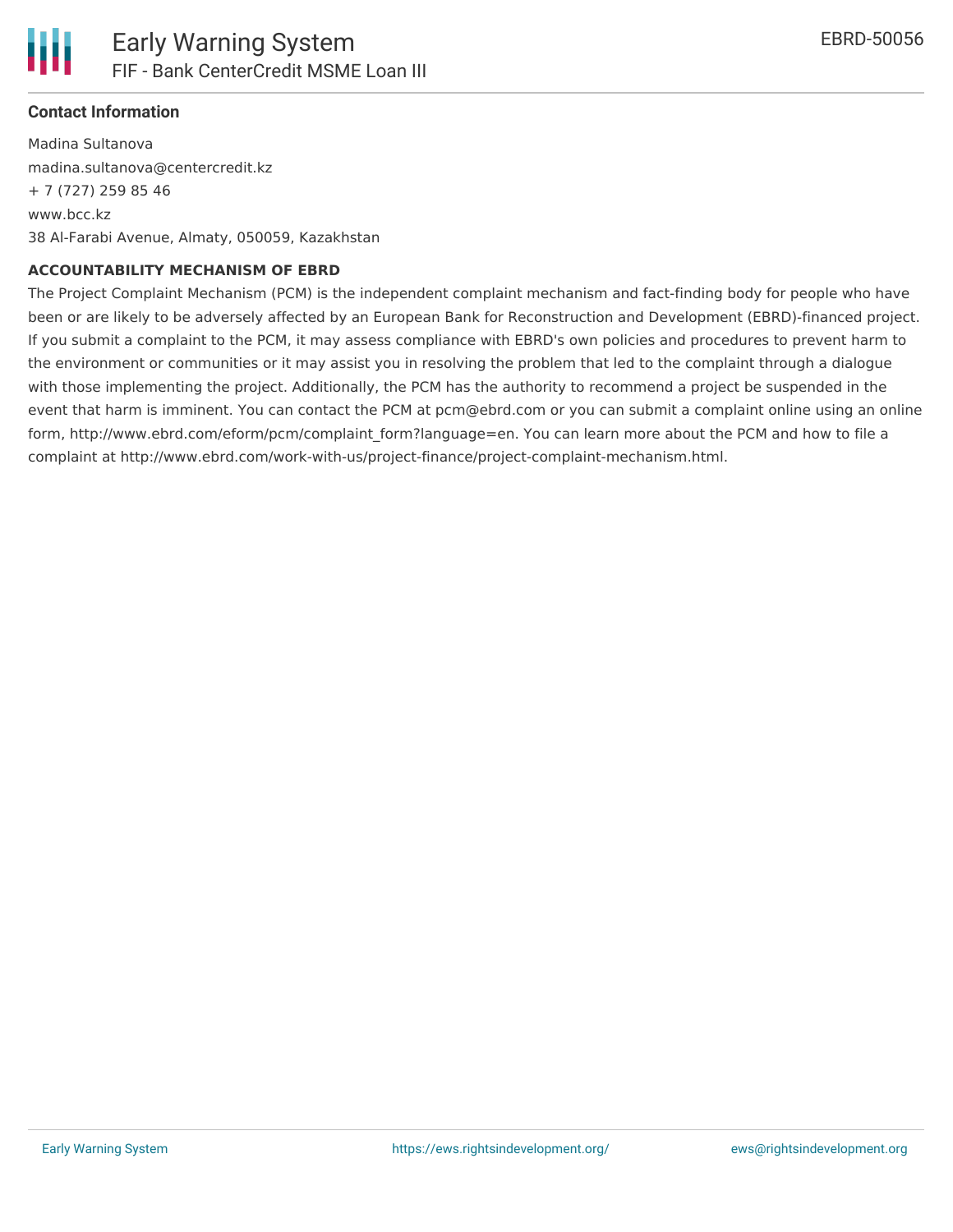### Contact Information

Madina Sultanova
madina.sultanova@centercredit.kz
+ 7 (727) 259 85 46
www.bcc.kz
38 Al-Farabi Avenue, Almaty, 050059, Kazakhstan

**ACCOUNTABILITY MECHANISM OF EBRD**

The Project Complaint Mechanism (PCM) is the independent complaint mechanism and fact-finding body for people who have been or are likely to be adversely affected by an European Bank for Reconstruction and Development (EBRD)-financed project. If you submit a complaint to the PCM, it may assess compliance with EBRD's own policies and procedures to prevent harm to the environment or communities or it may assist you in resolving the problem that led to the complaint through a dialogue with those implementing the project. Additionally, the PCM has the authority to recommend a project be suspended in the event that harm is imminent. You can contact the PCM at pcm@ebrd.com or you can submit a complaint online using an online form, http://www.ebrd.com/eform/pcm/complaint_form?language=en. You can learn more about the PCM and how to file a complaint at http://www.ebrd.com/work-with-us/project-finance/project-complaint-mechanism.html.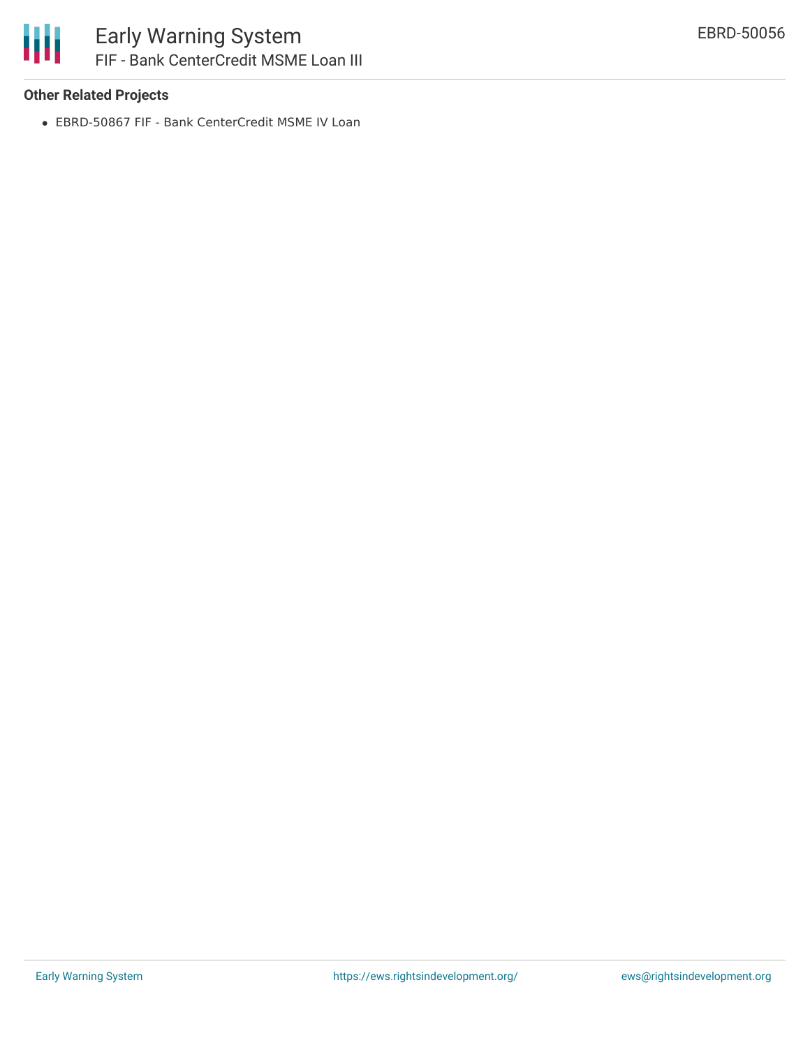### Other Related Projects

- EBRD-50867 FIF - Bank CenterCredit MSME IV Loan